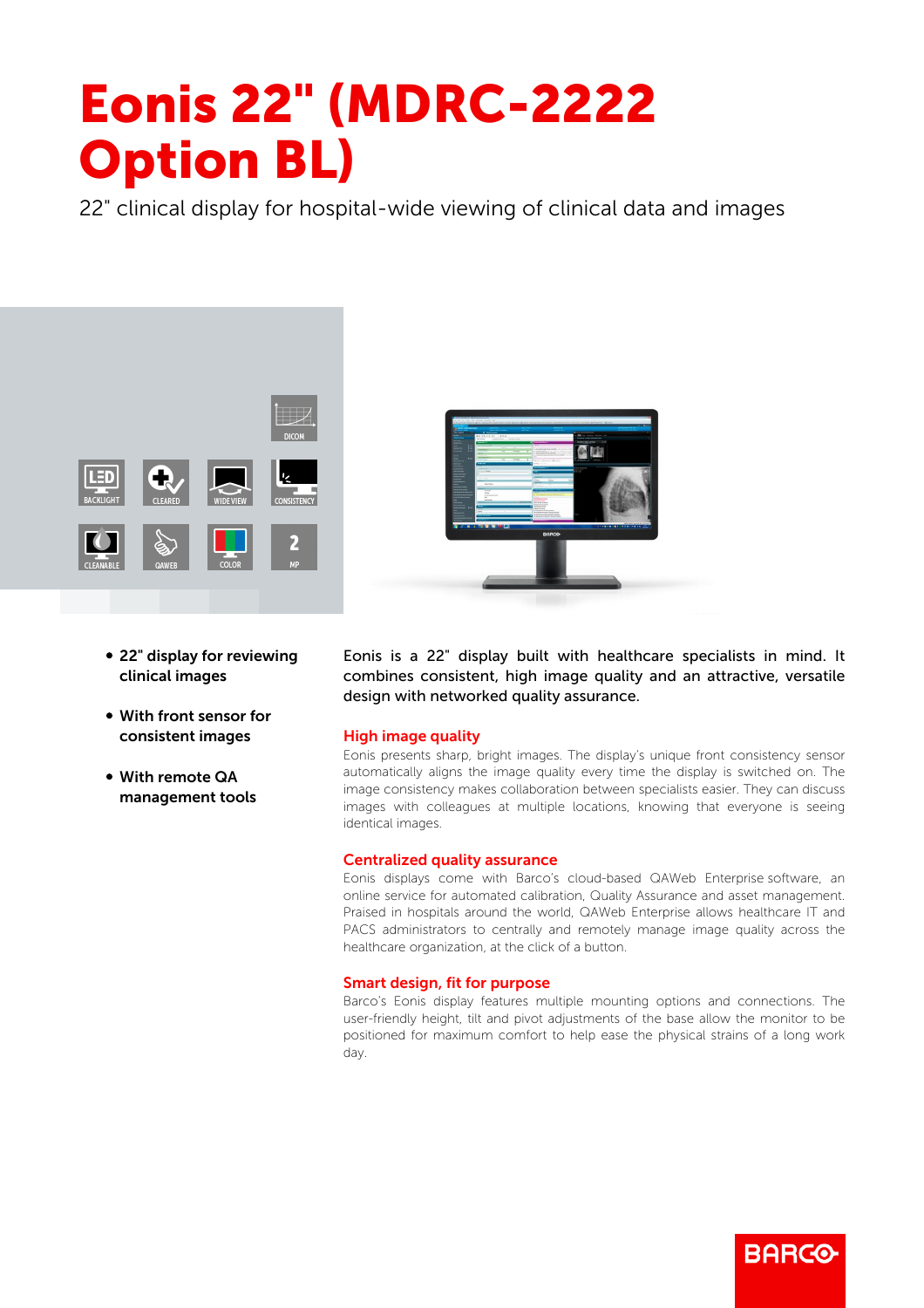# Eonis 22" (MDRC-2222 Option BL)

22" clinical display for hospital-wide viewing of clinical data and images

- **22" display for reviewing clinical images**
- **With front sensor for consistent images**
- **With remote QA management tools**

Eonis is a 22" display built with healthcare specialists in mind. It combines consistent, high image quality and an attractive, versatile design with networked quality assurance.

## High image quality

Eonis presents sharp, bright images. The display's unique front consistency sensor automatically aligns the image quality every time the display is switched on. The image consistency makes collaboration between specialists easier. They can discuss images with colleagues at multiple locations, knowing that everyone is seeing identical images.

## Centralized quality assurance

Eonis displays come with Barco's cloud-based QAWeb Enterprise software, an online service for automated calibration, Quality Assurance and asset management. Praised in hospitals around the world, QAWeb Enterprise allows healthcare IT and PACS administrators to centrally and remotely manage image quality across the healthcare organization, at the click of a button.

## Smart design, fit for purpose

Barco's Eonis display features multiple mounting options and connections. The user-friendly height, tilt and pivot adjustments of the base allow the monitor to be positioned for maximum comfort to help ease the physical strains of a long work day.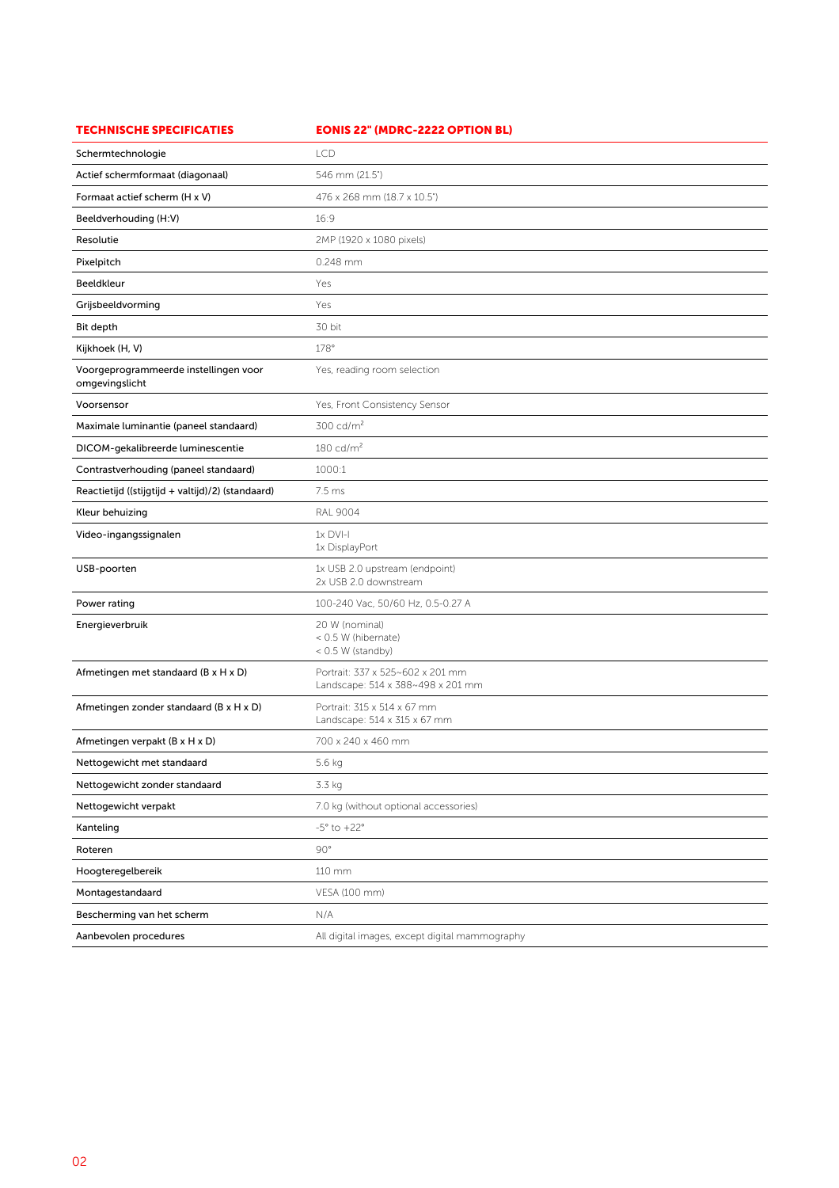| TECHNISCHE SPECIFICATIES | EONIS 22" (MDRC-2222 OPTION BL) |
| --- | --- |
| Schermtechnologie | LCD |
| Actief schermformaat (diagonaal) | 546 mm (21.5") |
| Formaat actief scherm (H x V) | 476 x 268 mm (18.7 x 10.5") |
| Beeldverhouding (H:V) | 16:9 |
| Resolutie | 2MP (1920 x 1080 pixels) |
| Pixelpitch | 0.248 mm |
| Beeldkleur | Yes |
| Grijsbeeldvorming | Yes |
| Bit depth | 30 bit |
| Kijkhoek (H, V) | 178° |
| Voorgeprogrammeerde instellingen voor omgevingslicht | Yes, reading room selection |
| Voorsensor | Yes, Front Consistency Sensor |
| Maximale luminantie (paneel standaard) | 300 cd/m² |
| DICOM-gekalibreerde luminescentie | 180 cd/m² |
| Contrastverhouding (paneel standaard) | 1000:1 |
| Reactietijd ((stijgtijd + valtijd)/2) (standaard) | 7.5 ms |
| Kleur behuizing | RAL 9004 |
| Video-ingangssignalen | 1x DVI-I<br>1x DisplayPort |
| USB-poorten | 1x USB 2.0 upstream (endpoint)<br>2x USB 2.0 downstream |
| Power rating | 100-240 Vac, 50/60 Hz, 0.5-0.27 A |
| Energieverbruik | 20 W (nominal)<br>< 0.5 W (hibernate)<br>< 0.5 W (standby) |
| Afmetingen met standaard (B x H x D) | Portrait: 337 x 525~602 x 201 mm<br>Landscape: 514 x 388~498 x 201 mm |
| Afmetingen zonder standaard (B x H x D) | Portrait: 315 x 514 x 67 mm<br>Landscape: 514 x 315 x 67 mm |
| Afmetingen verpakt (B x H x D) | 700 x 240 x 460 mm |
| Nettogewicht met standaard | 5.6 kg |
| Nettogewicht zonder standaard | 3.3 kg |
| Nettogewicht verpakt | 7.0 kg (without optional accessories) |
| Kanteling | -5° to +22° |
| Roteren | 90° |
| Hoogteregelbereik | 110 mm |
| Montagestandaard | VESA (100 mm) |
| Bescherming van het scherm | N/A |
| Aanbevolen procedures | All digital images, except digital mammography |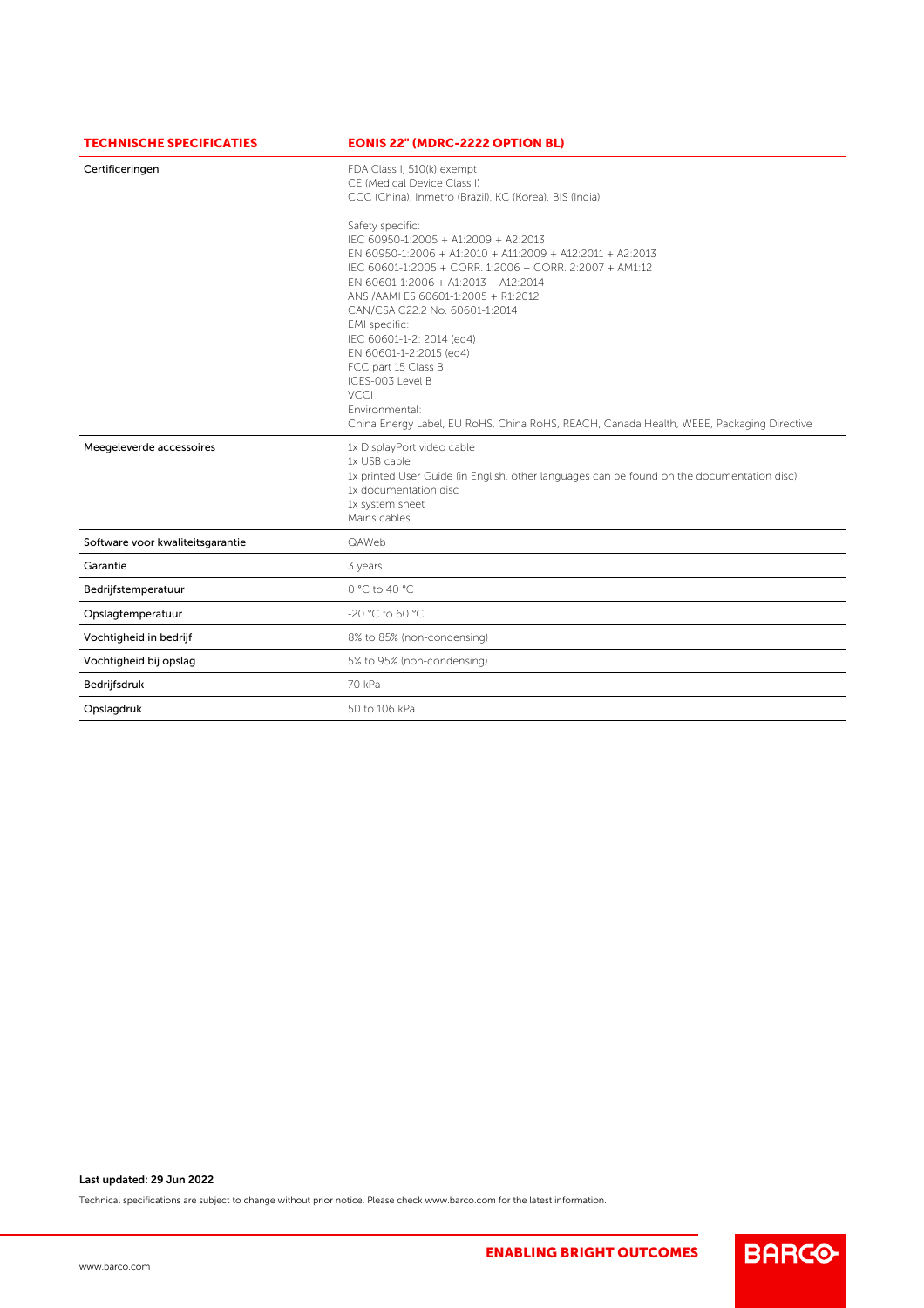| TECHNISCHE SPECIFICATIES | EONIS 22" (MDRC-2222 OPTION BL) |
| --- | --- |
| Certificeringen | FDA Class I, 510(k) exempt<br>CE (Medical Device Class I)<br>CCC (China), Inmetro (Brazil), KC (Korea), BIS (India)<br><br>Safety specific:<br>IEC 60950-1:2005 + A1:2009 + A2:2013<br>EN 60950-1:2006 + A1:2010 + A11:2009 + A12:2011 + A2:2013<br>IEC 60601-1:2005 + CORR. 1:2006 + CORR. 2:2007 + AM1:12<br>EN 60601-1:2006 + A1:2013 + A12:2014<br>ANSI/AAMI ES 60601-1:2005 + R1:2012<br>CAN/CSA C22.2 No. 60601-1:2014<br>EMI specific:<br>IEC 60601-1-2: 2014 (ed4)<br>EN 60601-1-2:2015 (ed4)<br>FCC part 15 Class B<br>ICES-003 Level B<br>VCCI<br>Environmental:<br>China Energy Label, EU RoHS, China RoHS, REACH, Canada Health, WEEE, Packaging Directive |
| Meegeleverde accessoires | 1x DisplayPort video cable<br>1x USB cable<br>1x printed User Guide (in English, other languages can be found on the documentation disc)<br>1x documentation disc<br>1x system sheet<br>Mains cables |
| Software voor kwaliteitsgarantie | QAWeb |
| Garantie | 3 years |
| Bedrijfstemperatuur | 0 °C to 40 °C |
| Opslagtemperatuur | -20 °C to 60 °C |
| Vochtigheid in bedrijf | 8% to 85% (non-condensing) |
| Vochtigheid bij opslag | 5% to 95% (non-condensing) |
| Bedrijfsdruk | 70 kPa |
| Opslagdruk | 50 to 106 kPa |

**Last updated: 29 Jun 2022**

Technical specifications are subject to change without prior notice. Please check www.barco.com for the latest information.